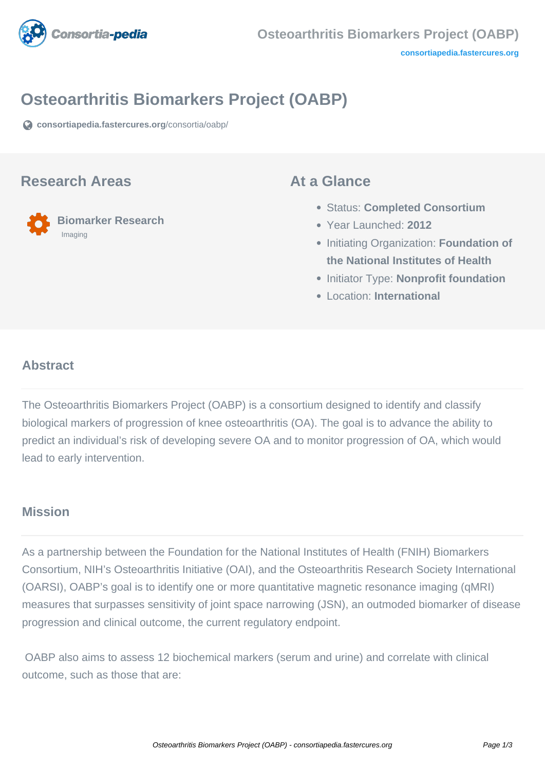# Osteoarthritis Biomarkers Project (OABP)

consortiapedia.fastercures.org/consortia/oabp/

## Research Areas

**Biomarker Research**

Imaging

## At a Glance

- Status: **Completed Consortium**
- Year Launched: **2012**
- Initiating Organization: **Foundation of the National Institutes of Health**
- Initiator Type: **Nonprofit foundation**
- Location: **International**

### Abstract

The Osteoarthritis Biomarkers Project (OABP) is a consortium designed to identify and classify biological markers of progression of knee osteoarthritis (OA). The goal is to advance the ability to predict an individual's risk of developing severe OA and to monitor progression of OA, which would lead to early intervention.

### Mission

As a partnership between the Foundation for the National Institutes of Health (FNIH) Biomarkers Consortium, NIH's Osteoarthritis Initiative (OAI), and the Osteoarthritis Research Society International (OARSI), OABP's goal is to identify one or more quantitative magnetic resonance imaging (qMRI) measures that surpasses sensitivity of joint space narrowing (JSN), an outmoded biomarker of disease progression and clinical outcome, the current regulatory endpoint.

OABP also aims to assess 12 biochemical markers (serum and urine) and correlate with clinical outcome, such as those that are: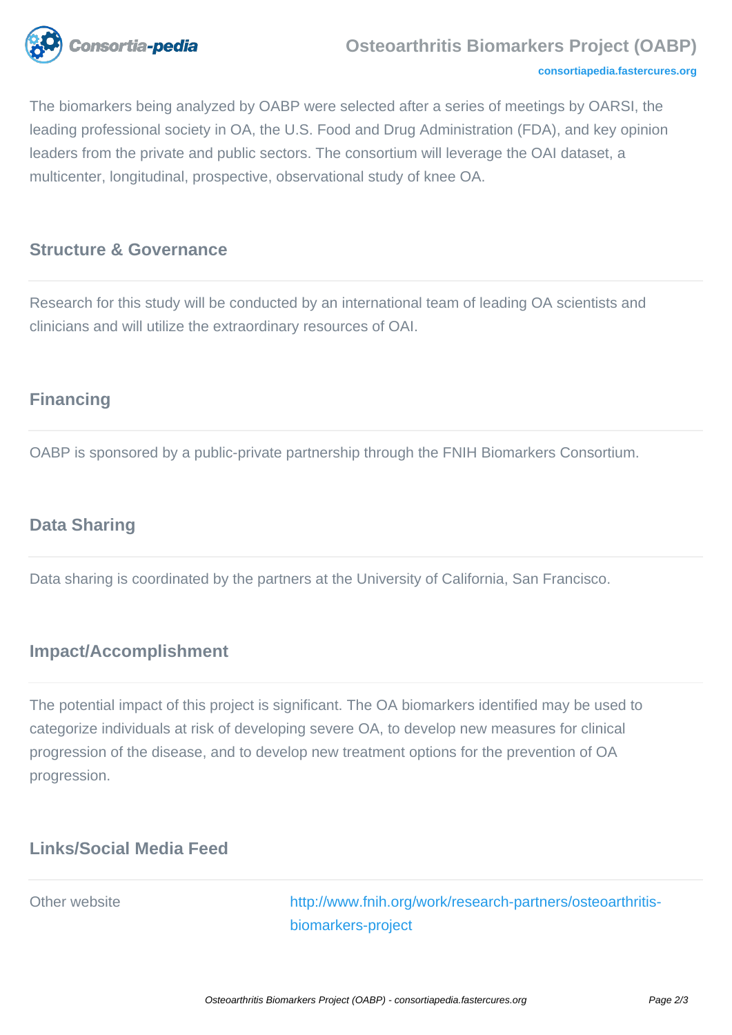The biomarkers being analyzed by OABP were selected after a series of meetings by OARSI, the leading professional society in OA, the U.S. Food and Drug Administration (FDA), and key opinion leaders from the private and public sectors. The consortium will leverage the OAI dataset, a multicenter, longitudinal, prospective, observational study of knee OA.

## Structure & Governance

Research for this study will be conducted by an international team of leading OA scientists and clinicians and will utilize the extraordinary resources of OAI.

## Financing

OABP is sponsored by a public-private partnership through the FNIH Biomarkers Consortium.

## Data Sharing

Data sharing is coordinated by the partners at the University of California, San Francisco.

## Impact/Accomplishment

The potential impact of this project is significant. The OA biomarkers identified may be used to categorize individuals at risk of developing severe OA, to develop new measures for clinical progression of the disease, and to develop new treatment options for the prevention of OA progression.

## Links/Social Media Feed

| | |
|---|---|
| Other website | http://www.fnih.org/work/research-partners/osteoarthritis-biomarkers-project |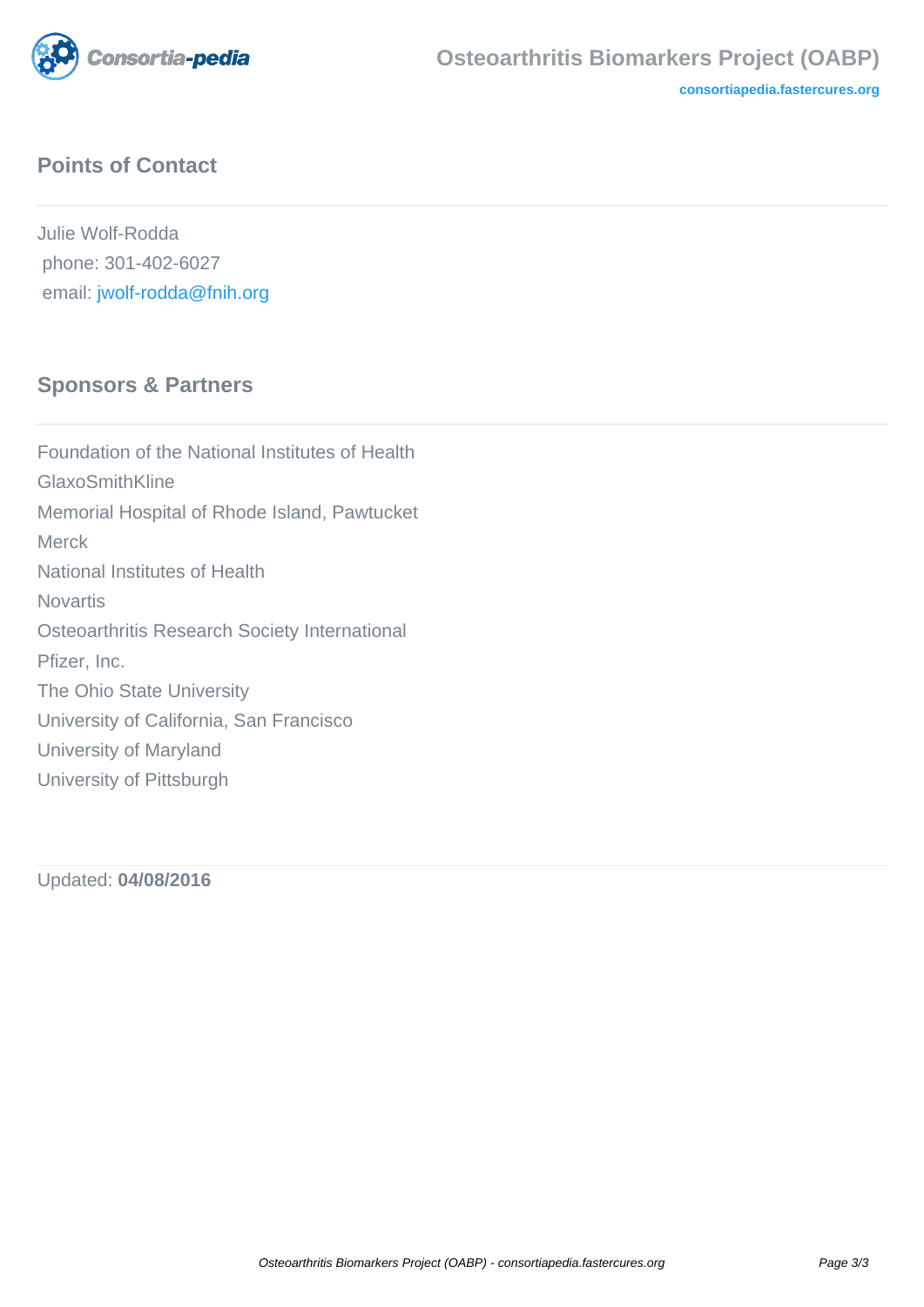## Points of Contact

Julie Wolf-Rodda
phone: 301-402-6027
email: jwolf-rodda@fnih.org

## Sponsors & Partners

Foundation of the National Institutes of Health
GlaxoSmithKline
Memorial Hospital of Rhode Island, Pawtucket
Merck
National Institutes of Health
Novartis
Osteoarthritis Research Society International
Pfizer, Inc.
The Ohio State University
University of California, San Francisco
University of Maryland
University of Pittsburgh

Updated: **04/08/2016**